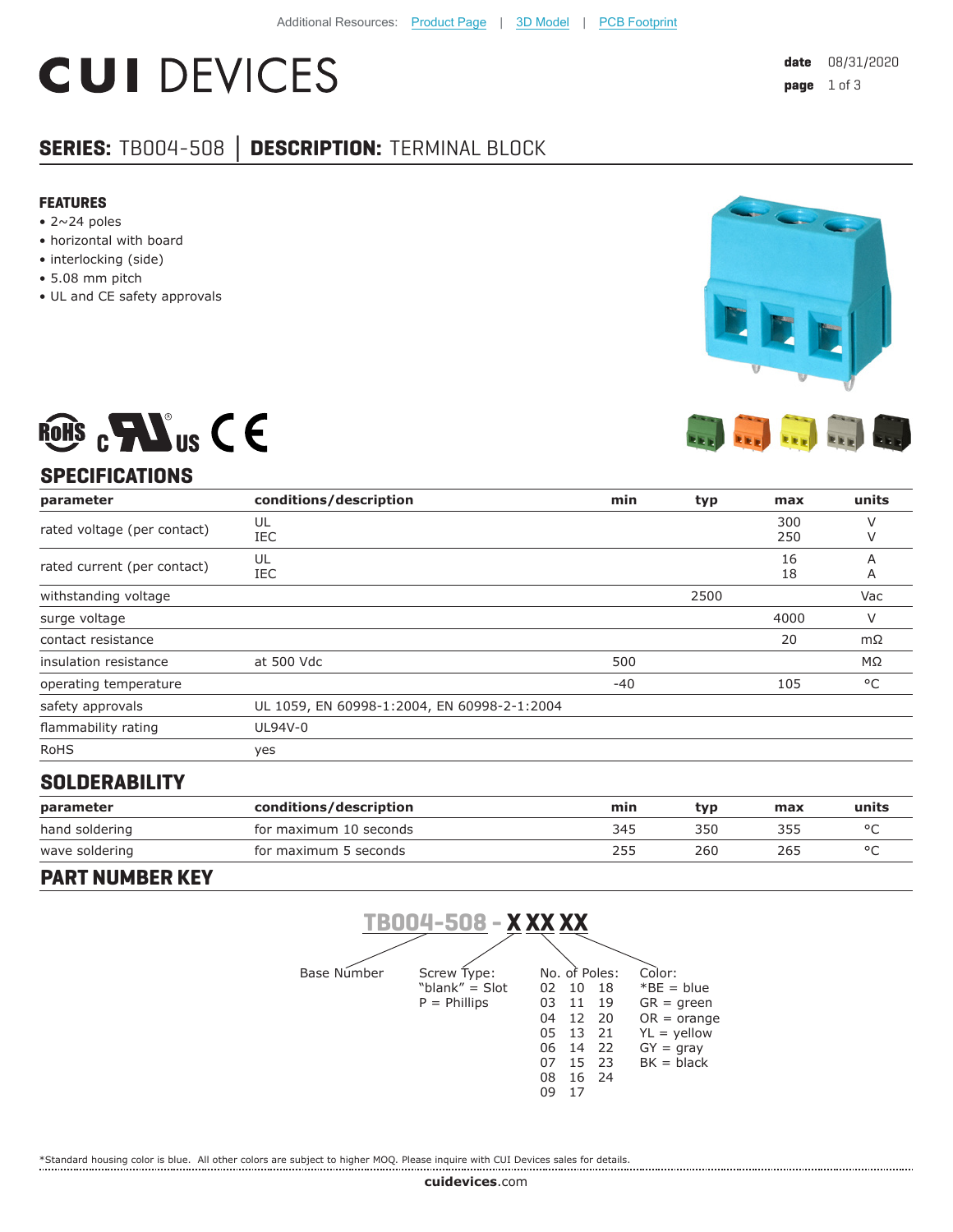Additional Resources: Product Page | 3D Model | PCB Footprint

# CUI DEVICES

date 08/31/2020

## SERIES: TB004-508 │ DESCRIPTION: TERMINAL BLOCK

### FEATURES

- 2~24 poles
- horizontal with board
- interlocking (side)
- 5.08 mm pitch
- UL and CE safety approvals

## SPECIFICATIONS

| parameter | conditions/description | min | typ | max | units |
|---|---|---|---|---|---|
| rated voltage (per contact) | UL<br>IEC | | | 300<br>250 | V<br>V |
| rated current (per contact) | UL<br>IEC | | | 16<br>18 | A<br>A |
| withstanding voltage | | | 2500 | | Vac |
| surge voltage | | | | 4000 | V |
| contact resistance | | | | 20 | mΩ |
| insulation resistance | at 500 Vdc | 500 | | | MΩ |
| operating temperature | | -40 | | 105 | °C |
| safety approvals | UL 1059, EN 60998-1:2004, EN 60998-2-1:2004 | | | | |
| flammability rating | UL94V-0 | | | | |
| RoHS | yes | | | | |

## SOLDERABILITY

| parameter | conditions/description | min | typ | max | units |
|---|---|---|---|---|---|
| hand soldering | for maximum 10 seconds | 345 | 350 | 355 | °C |
| wave soldering | for maximum 5 seconds | 255 | 260 | 265 | °C |

## PART NUMBER KEY

**TB004-508 - X XX XX**

Base Number

Screw Type:
"blank" = Slot
P = Phillips

No. of Poles:
02 10 18
03 11 19
04 12 20
05 13 21
06 14 22
07 15 23
08 16 24
09 17

Color:
*BE = blue
GR = green
OR = orange
YL = yellow
GY = gray
BK = black

*Standard housing color is blue. All other colors are subject to higher MOQ. Please inquire with CUI Devices sales for details.

cuidevices.com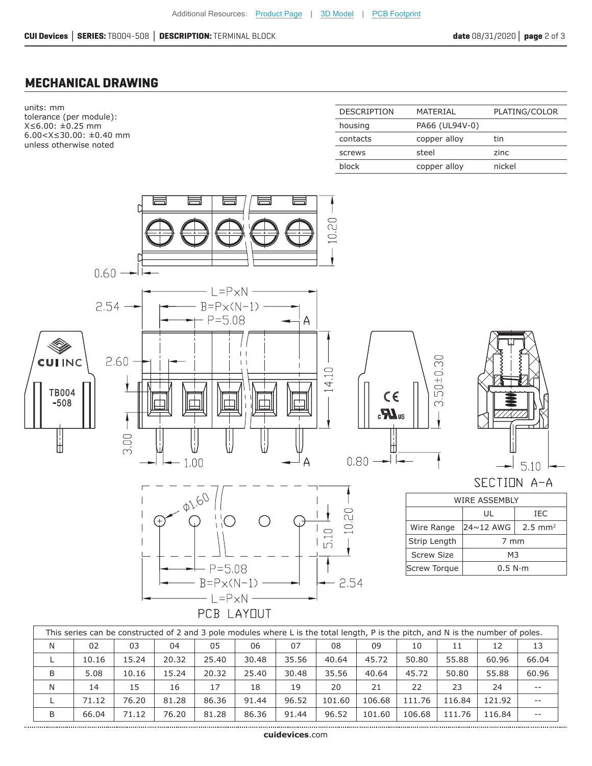## MECHANICAL DRAWING

units: mm
tolerance (per module):
X≤6.00: ±0.25 mm
6.00<X≤30.00: ±0.40 mm
unless otherwise noted

| DESCRIPTION | MATERIAL | PLATING/COLOR |
|---|---|---|
| housing | PA66 (UL94V-0) | |
| contacts | copper alloy | tin |
| screws | steel | zinc |
| block | copper alloy | nickel |

0.60
L=P×N
2.54
B=P×(N-1)
P=5.08
A
10.20
2.60
14.10
3.50±0.30
3.00
1.00
A
0.80
5.10

SECTION A-A

Ø1.60
10.20
5.10
P=5.08
B=P×(N-1)
2.54
L=P×N

PCB LAYOUT

| WIRE ASSEMBLY | | |
|---|---|---|
| | UL | IEC |
| Wire Range | 24~12 AWG | 2.5 mm² |
| Strip Length | 7 mm | |
| Screw Size | M3 | |
| Screw Torque | 0.5 N·m | |

This series can be constructed of 2 and 3 pole modules where L is the total length, P is the pitch, and N is the number of poles.

| N | 02 | 03 | 04 | 05 | 06 | 07 | 08 | 09 | 10 | 11 | 12 | 13 |
|---|---|---|---|---|---|---|---|---|---|---|---|---|
| L | 10.16 | 15.24 | 20.32 | 25.40 | 30.48 | 35.56 | 40.64 | 45.72 | 50.80 | 55.88 | 60.96 | 66.04 |
| B | 5.08 | 10.16 | 15.24 | 20.32 | 25.40 | 30.48 | 35.56 | 40.64 | 45.72 | 50.80 | 55.88 | 60.96 |
| N | 14 | 15 | 16 | 17 | 18 | 19 | 20 | 21 | 22 | 23 | 24 | -- |
| L | 71.12 | 76.20 | 81.28 | 86.36 | 91.44 | 96.52 | 101.60 | 106.68 | 111.76 | 116.84 | 121.92 | -- |
| B | 66.04 | 71.12 | 76.20 | 81.28 | 86.36 | 91.44 | 96.52 | 101.60 | 106.68 | 111.76 | 116.84 | -- |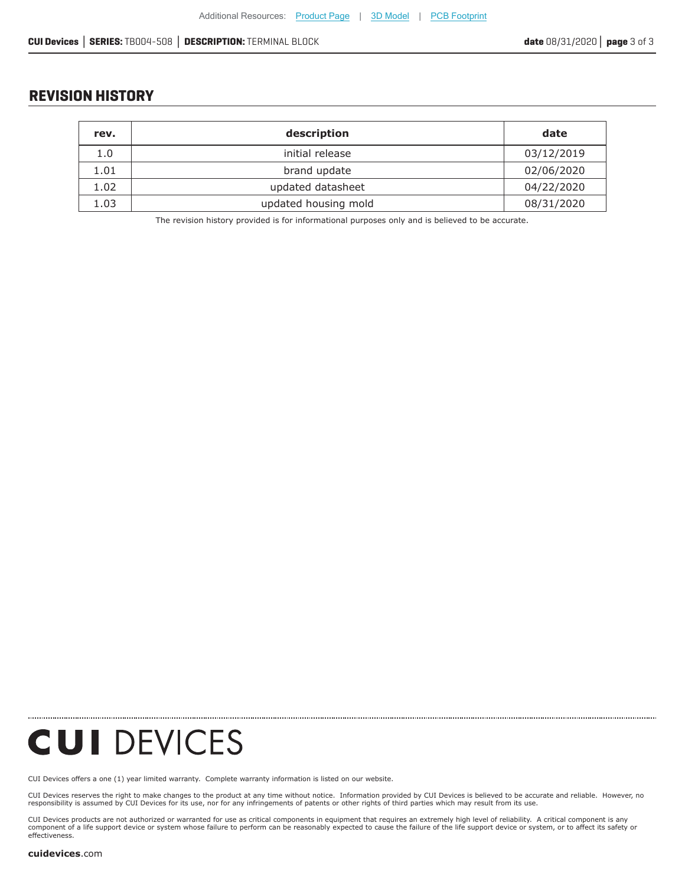## REVISION HISTORY

| rev. | description | date |
| --- | --- | --- |
| 1.0 | initial release | 03/12/2019 |
| 1.01 | brand update | 02/06/2020 |
| 1.02 | updated datasheet | 04/22/2020 |
| 1.03 | updated housing mold | 08/31/2020 |

The revision history provided is for informational purposes only and is believed to be accurate.

**CUI** DEVICES

CUI Devices offers a one (1) year limited warranty. Complete warranty information is listed on our website.

CUI Devices reserves the right to make changes to the product at any time without notice. Information provided by CUI Devices is believed to be accurate and reliable. However, no responsibility is assumed by CUI Devices for its use, nor for any infringements of patents or other rights of third parties which may result from its use.

CUI Devices products are not authorized or warranted for use as critical components in equipment that requires an extremely high level of reliability. A critical component is any component of a life support device or system whose failure to perform can be reasonably expected to cause the failure of the life support device or system, or to affect its safety or effectiveness.

**cuidevices**.com